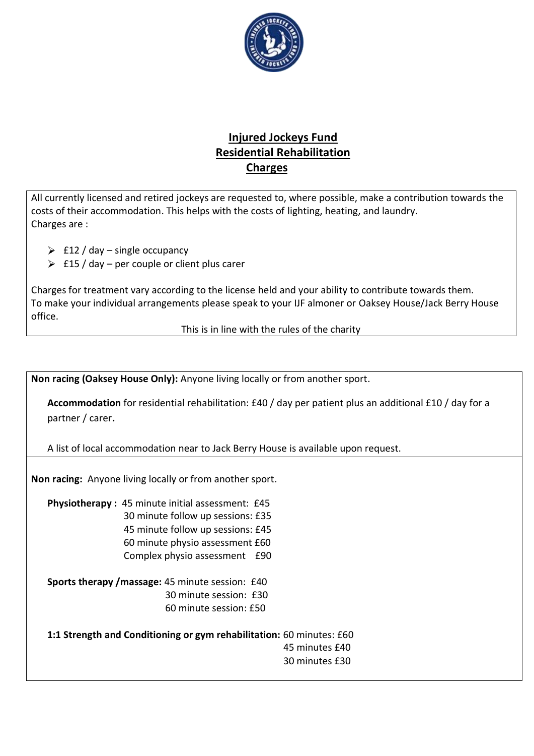# Injured Jockeys Fund
## Residential Rehabilitation
## Charges

All currently licensed and retired jockeys are requested to, where possible, make a contribution towards the costs of their accommodation. This helps with the costs of lighting, heating, and laundry.
Charges are :

- £12 / day – single occupancy
- £15 / day – per couple or client plus carer

Charges for treatment vary according to the license held and your ability to contribute towards them.
To make your individual arrangements please speak to your IJF almoner or Oaksey House/Jack Berry House office.

This is in line with the rules of the charity

---

**Non racing (Oaksey House Only):** Anyone living locally or from another sport.

**Accommodation** for residential rehabilitation: £40 / day per patient plus an additional £10 / day for a partner / carer**.**

A list of local accommodation near to Jack Berry House is available upon request.

---

**Non racing:** Anyone living locally or from another sport.

**Physiotherapy :**
- 45 minute initial assessment: £45
- 30 minute follow up sessions: £35
- 45 minute follow up sessions: £45
- 60 minute physio assessment £60
- Complex physio assessment £90

**Sports therapy /massage:**
- 45 minute session: £40
- 30 minute session: £30
- 60 minute session: £50

**1:1 Strength and Conditioning or gym rehabilitation:**
- 60 minutes: £60
- 45 minutes £40
- 30 minutes £30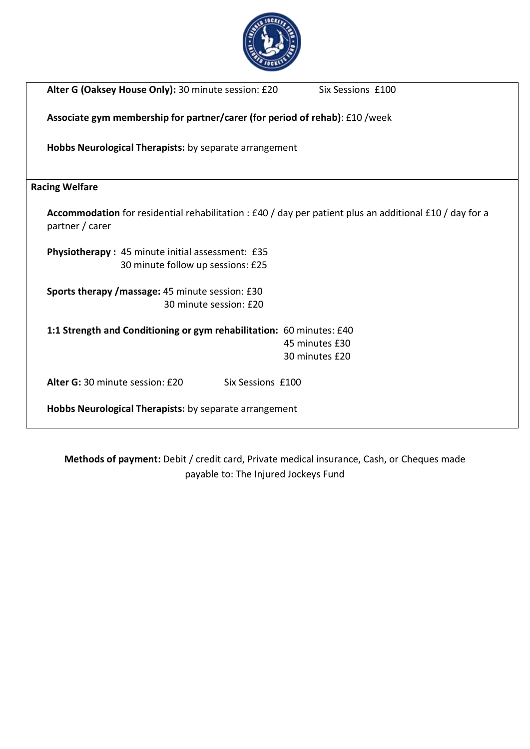**Alter G (Oaksey House Only):** 30 minute session: £20 Six Sessions £100

**Associate gym membership for partner/carer (for period of rehab)**: £10 /week

**Hobbs Neurological Therapists:** by separate arrangement

**Racing Welfare**

**Accommodation** for residential rehabilitation : £40 / day per patient plus an additional £10 / day for a partner / carer

**Physiotherapy :** 45 minute initial assessment: £35
30 minute follow up sessions: £25

**Sports therapy /massage:** 45 minute session: £30
30 minute session: £20

**1:1 Strength and Conditioning or gym rehabilitation:** 60 minutes: £40
45 minutes £30
30 minutes £20

**Alter G:** 30 minute session: £20 Six Sessions £100

**Hobbs Neurological Therapists:** by separate arrangement

**Methods of payment:** Debit / credit card, Private medical insurance, Cash, or Cheques made payable to: The Injured Jockeys Fund